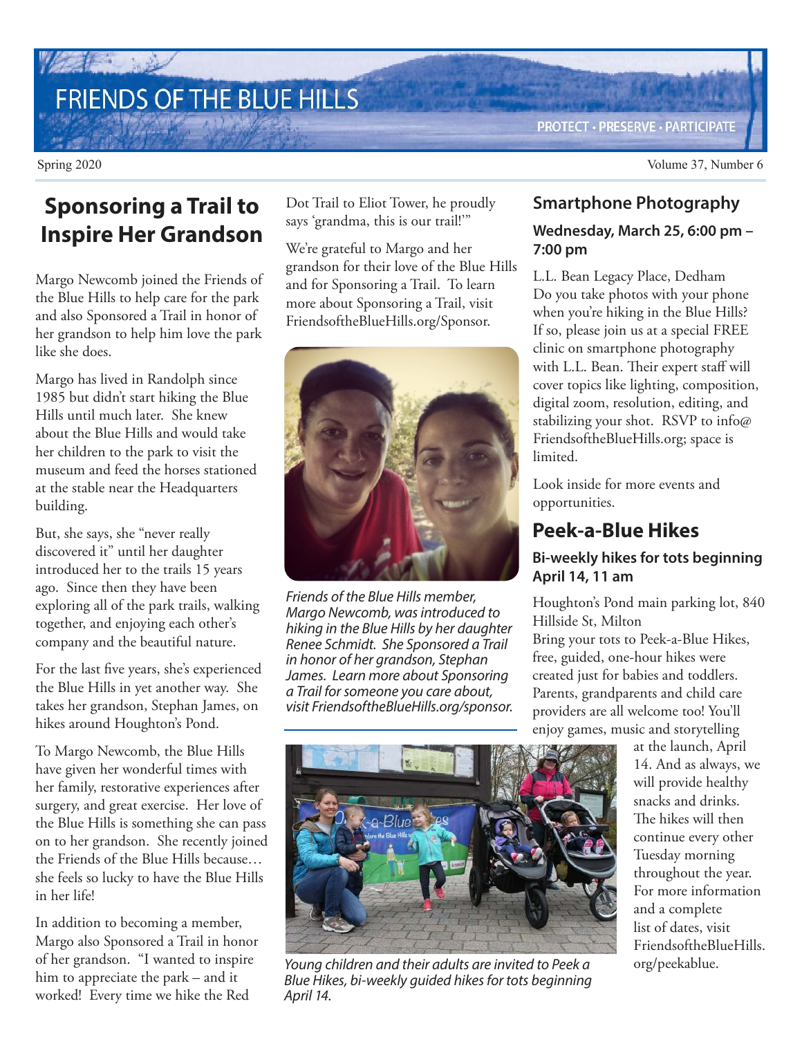# FRIENDS OF THE BLUE HILLS

PROTECT • PRESERVE • PARTICIPATE

Spring 2020

Volume 37, Number 6

## Sponsoring a Trail to Inspire Her Grandson

Margo Newcomb joined the Friends of the Blue Hills to help care for the park and also Sponsored a Trail in honor of her grandson to help him love the park like she does.

Margo has lived in Randolph since 1985 but didn't start hiking the Blue Hills until much later. She knew about the Blue Hills and would take her children to the park to visit the museum and feed the horses stationed at the stable near the Headquarters building.

But, she says, she "never really discovered it" until her daughter introduced her to the trails 15 years ago. Since then they have been exploring all of the park trails, walking together, and enjoying each other's company and the beautiful nature.

For the last five years, she's experienced the Blue Hills in yet another way. She takes her grandson, Stephan James, on hikes around Houghton's Pond.

To Margo Newcomb, the Blue Hills have given her wonderful times with her family, restorative experiences after surgery, and great exercise. Her love of the Blue Hills is something she can pass on to her grandson. She recently joined the Friends of the Blue Hills because… she feels so lucky to have the Blue Hills in her life!

In addition to becoming a member, Margo also Sponsored a Trail in honor of her grandson. "I wanted to inspire him to appreciate the park – and it worked! Every time we hike the Red Dot Trail to Eliot Tower, he proudly says 'grandma, this is our trail!'"

We're grateful to Margo and her grandson for their love of the Blue Hills and for Sponsoring a Trail. To learn more about Sponsoring a Trail, visit FriendsoftheBlueHills.org/Sponsor.

*Friends of the Blue Hills member, Margo Newcomb, was introduced to hiking in the Blue Hills by her daughter Renee Schmidt. She Sponsored a Trail in honor of her grandson, Stephan James. Learn more about Sponsoring a Trail for someone you care about, visit FriendsoftheBlueHills.org/sponsor.*

## Smartphone Photography

### Wednesday, March 25, 6:00 pm – 7:00 pm

L.L. Bean Legacy Place, Dedham

Do you take photos with your phone when you're hiking in the Blue Hills? If so, please join us at a special FREE clinic on smartphone photography with L.L. Bean. Their expert staff will cover topics like lighting, composition, digital zoom, resolution, editing, and stabilizing your shot. RSVP to info@FriendsoftheBlueHills.org; space is limited.

Look inside for more events and opportunities.

## Peek-a-Blue Hikes

### Bi-weekly hikes for tots beginning April 14, 11 am

Houghton's Pond main parking lot, 840 Hillside St, Milton

Bring your tots to Peek-a-Blue Hikes, free, guided, one-hour hikes were created just for babies and toddlers. Parents, grandparents and child care providers are all welcome too! You'll enjoy games, music and storytelling at the launch, April 14. And as always, we will provide healthy snacks and drinks. The hikes will then continue every other Tuesday morning throughout the year. For more information and a complete list of dates, visit FriendsoftheBlueHills.org/peekablue.

*Young children and their adults are invited to Peek a Blue Hikes, bi-weekly guided hikes for tots beginning April 14.*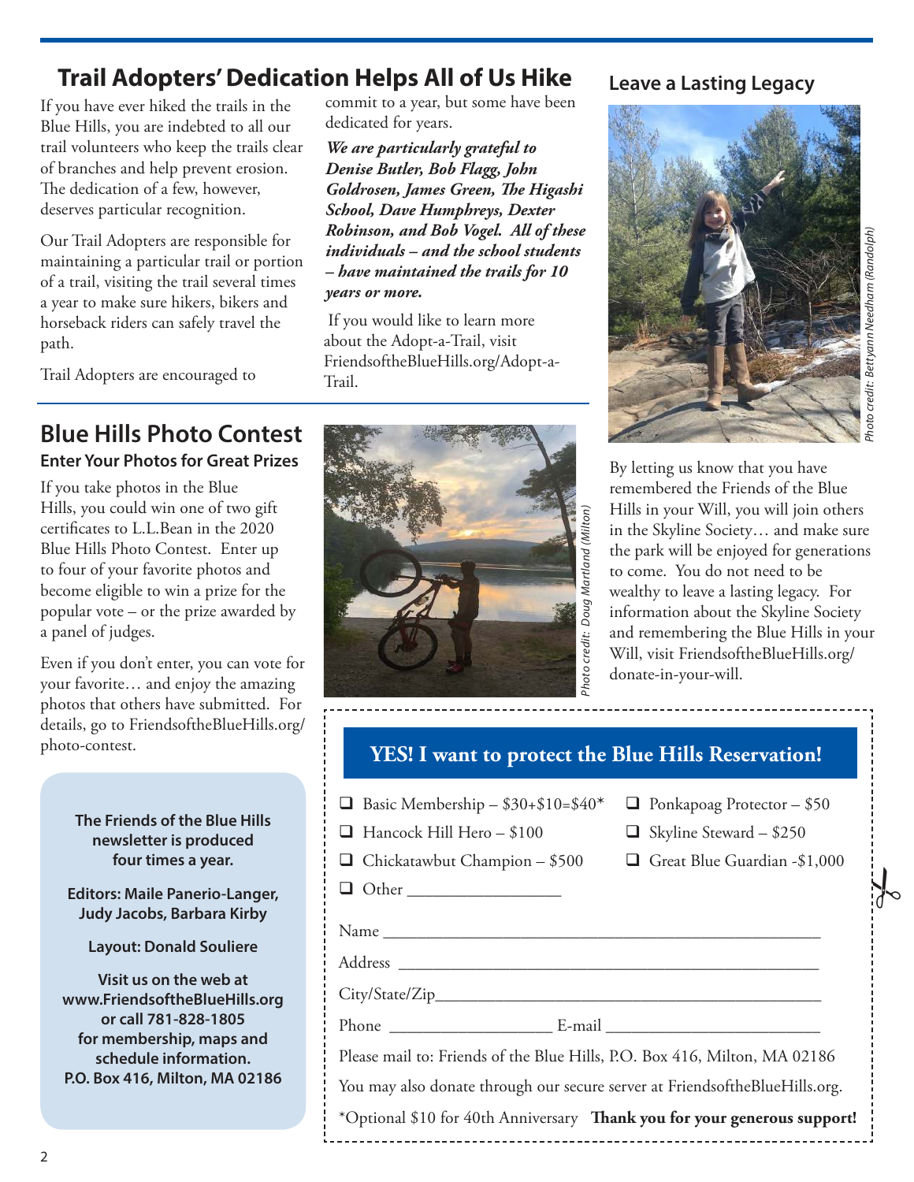## Trail Adopters' Dedication Helps All of Us Hike

If you have ever hiked the trails in the Blue Hills, you are indebted to all our trail volunteers who keep the trails clear of branches and help prevent erosion. The dedication of a few, however, deserves particular recognition.

Our Trail Adopters are responsible for maintaining a particular trail or portion of a trail, visiting the trail several times a year to make sure hikers, bikers and horseback riders can safely travel the path.

Trail Adopters are encouraged to commit to a year, but some have been dedicated for years.

***We are particularly grateful to Denise Butler, Bob Flagg, John Goldrosen, James Green, The Higashi School, Dave Humphreys, Dexter Robinson, and Bob Vogel. All of these individuals – and the school students – have maintained the trails for 10 years or more.***

If you would like to learn more about the Adopt-a-Trail, visit FriendsoftheBlueHills.org/Adopt-a-Trail.

## Leave a Lasting Legacy

Photo credit: Bettyann Needham (Randolph)

By letting us know that you have remembered the Friends of the Blue Hills in your Will, you will join others in the Skyline Society… and make sure the park will be enjoyed for generations to come. You do not need to be wealthy to leave a lasting legacy. For information about the Skyline Society and remembering the Blue Hills in your Will, visit FriendsoftheBlueHills.org/donate-in-your-will.

## Blue Hills Photo Contest

### Enter Your Photos for Great Prizes

If you take photos in the Blue Hills, you could win one of two gift certificates to L.L.Bean in the 2020 Blue Hills Photo Contest. Enter up to four of your favorite photos and become eligible to win a prize for the popular vote – or the prize awarded by a panel of judges.

Even if you don't enter, you can vote for your favorite… and enjoy the amazing photos that others have submitted. For details, go to FriendsoftheBlueHills.org/photo-contest.

Photo credit: Doug Martland (Milton)

**The Friends of the Blue Hills newsletter is produced four times a year.**

**Editors: Maile Panerio-Langer, Judy Jacobs, Barbara Kirby**

**Layout: Donald Souliere**

**Visit us on the web at www.FriendsoftheBlueHills.org or call 781-828-1805 for membership, maps and schedule information.**
**P.O. Box 416, Milton, MA 02186**

## YES! I want to protect the Blue Hills Reservation!

- ❑ Basic Membership – $30+$10=$40*
- ❑ Ponkapoag Protector – $50
- ❑ Hancock Hill Hero – $100
- ❑ Skyline Steward – $250
- ❑ Chickatawbut Champion – $500
- ❑ Great Blue Guardian -$1,000
- ❑ Other ________________

Name ____________________________________________

Address __________________________________________

City/State/Zip______________________________________

Phone _________________ E-mail ______________________

Please mail to: Friends of the Blue Hills, P.O. Box 416, Milton, MA 02186

You may also donate through our secure server at FriendsoftheBlueHills.org.

*Optional $10 for 40th Anniversary **Thank you for your generous support!**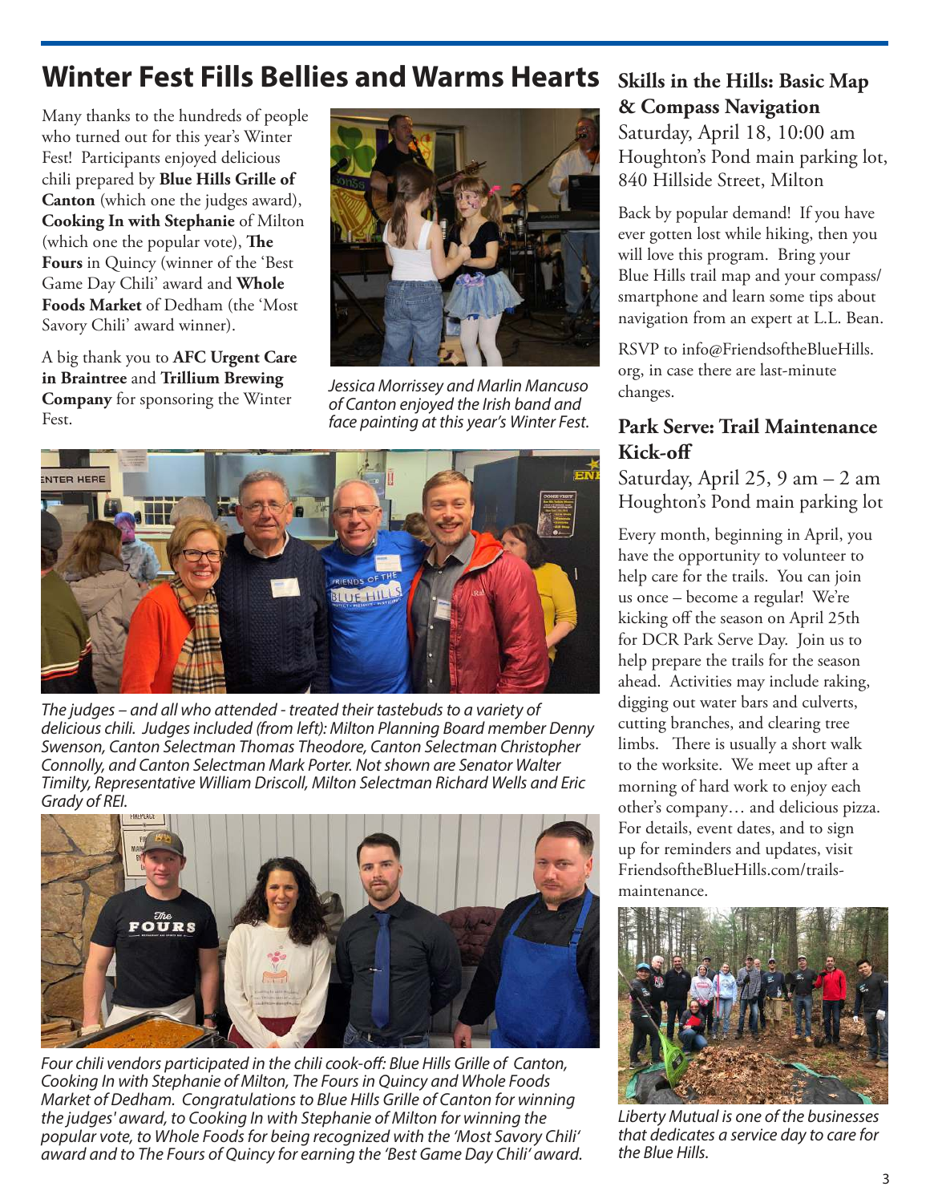# Winter Fest Fills Bellies and Warms Hearts

Many thanks to the hundreds of people who turned out for this year's Winter Fest! Participants enjoyed delicious chili prepared by **Blue Hills Grille of Canton** (which one the judges award), **Cooking In with Stephanie** of Milton (which one the popular vote), **The Fours** in Quincy (winner of the 'Best Game Day Chili' award and **Whole Foods Market** of Dedham (the 'Most Savory Chili' award winner).

A big thank you to **AFC Urgent Care in Braintree** and **Trillium Brewing Company** for sponsoring the Winter Fest.

*Jessica Morrissey and Marlin Mancuso of Canton enjoyed the Irish band and face painting at this year's Winter Fest.*

*The judges – and all who attended - treated their tastebuds to a variety of delicious chili. Judges included (from left): Milton Planning Board member Denny Swenson, Canton Selectman Thomas Theodore, Canton Selectman Christopher Connolly, and Canton Selectman Mark Porter. Not shown are Senator Walter Timilty, Representative William Driscoll, Milton Selectman Richard Wells and Eric Grady of REI.*

*Four chili vendors participated in the chili cook-off: Blue Hills Grille of Canton, Cooking In with Stephanie of Milton, The Fours in Quincy and Whole Foods Market of Dedham. Congratulations to Blue Hills Grille of Canton for winning the judges' award, to Cooking In with Stephanie of Milton for winning the popular vote, to Whole Foods for being recognized with the 'Most Savory Chili' award and to The Fours of Quincy for earning the 'Best Game Day Chili' award.*

## Skills in the Hills: Basic Map & Compass Navigation

Saturday, April 18, 10:00 am
Houghton's Pond main parking lot, 840 Hillside Street, Milton

Back by popular demand! If you have ever gotten lost while hiking, then you will love this program. Bring your Blue Hills trail map and your compass/ smartphone and learn some tips about navigation from an expert at L.L. Bean.

RSVP to info@FriendsoftheBlueHills.org, in case there are last-minute changes.

## Park Serve: Trail Maintenance Kick-off

Saturday, April 25, 9 am – 2 am
Houghton's Pond main parking lot

Every month, beginning in April, you have the opportunity to volunteer to help care for the trails. You can join us once – become a regular! We're kicking off the season on April 25th for DCR Park Serve Day. Join us to help prepare the trails for the season ahead. Activities may include raking, digging out water bars and culverts, cutting branches, and clearing tree limbs. There is usually a short walk to the worksite. We meet up after a morning of hard work to enjoy each other's company… and delicious pizza. For details, event dates, and to sign up for reminders and updates, visit FriendsoftheBlueHills.com/trails-maintenance.

*Liberty Mutual is one of the businesses that dedicates a service day to care for the Blue Hills.*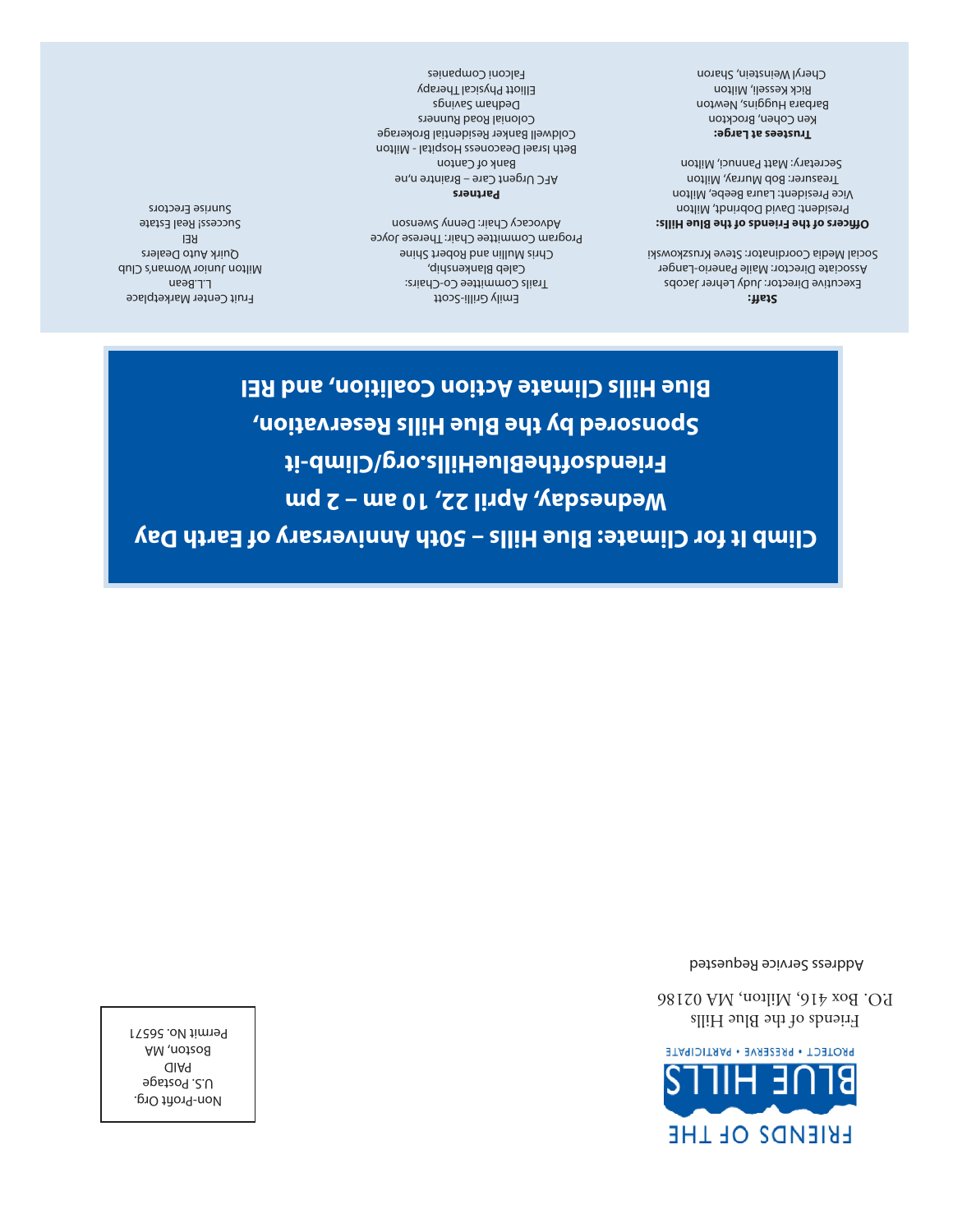**Staff:**
Executive Director: Judy Lehrer Jacobs
Associate Director: Maile Panerio-Langer
Social Media Coordinator: Steve Kruszkowski

**Officers of the Friends of the Blue Hills:**
President: David Dobrindt, Milton
Vice President: Laura Beebe, Milton
Treasurer: Bob Murray, Milton
Secretary: Matt Pannuci, Milton

**Trustees at Large:**
Ken Cohen, Brockton
Barbara Huggins, Newton
Rick Kesseli, Milton
Cheryl Weinstein, Sharon

Emily Grilli-Scott
Trails Committee Co-Chairs:
Caleb Blankenship,
Chris Mullin and Robert Shine
Program Committee Chair: Therese Joyce
Advocacy Chair: Denny Swenson

**Partners**
AFC Urgent Care – Braintree
Bank of Canton
Beth Israel Deaconess Hospital - Milton
Coldwell Banker Residential Brokerage
Colonial Road Runners
Dedham Savings
Elliott Physical Therapy
Falconi Companies

Fruit Center Marketplace
L.L.Bean
Milton Junior Woman's Club
Quirk Auto Dealers
REI
Success! Real Estate
Sunrise Erectors

**Climb It for Climate: Blue Hills – 50th Anniversary of Earth Day**
**Wednesday, April 22, 10 am – 2 pm**
**FriendsoftheBlueHills.org/Climb-it**
**Sponsored by the Blue Hills Reservation,**
**Blue Hills Climate Action Coalition, and REI**

FRIENDS OF THE
BLUE HILLS
PROTECT • PRESERVE • PARTICIPATE

Friends of the Blue Hills
P.O. Box 416, Milton, MA 02186

Address Service Requested

Non-Profit Org.
U.S. Postage
PAID
Boston, MA
Permit No. 56571